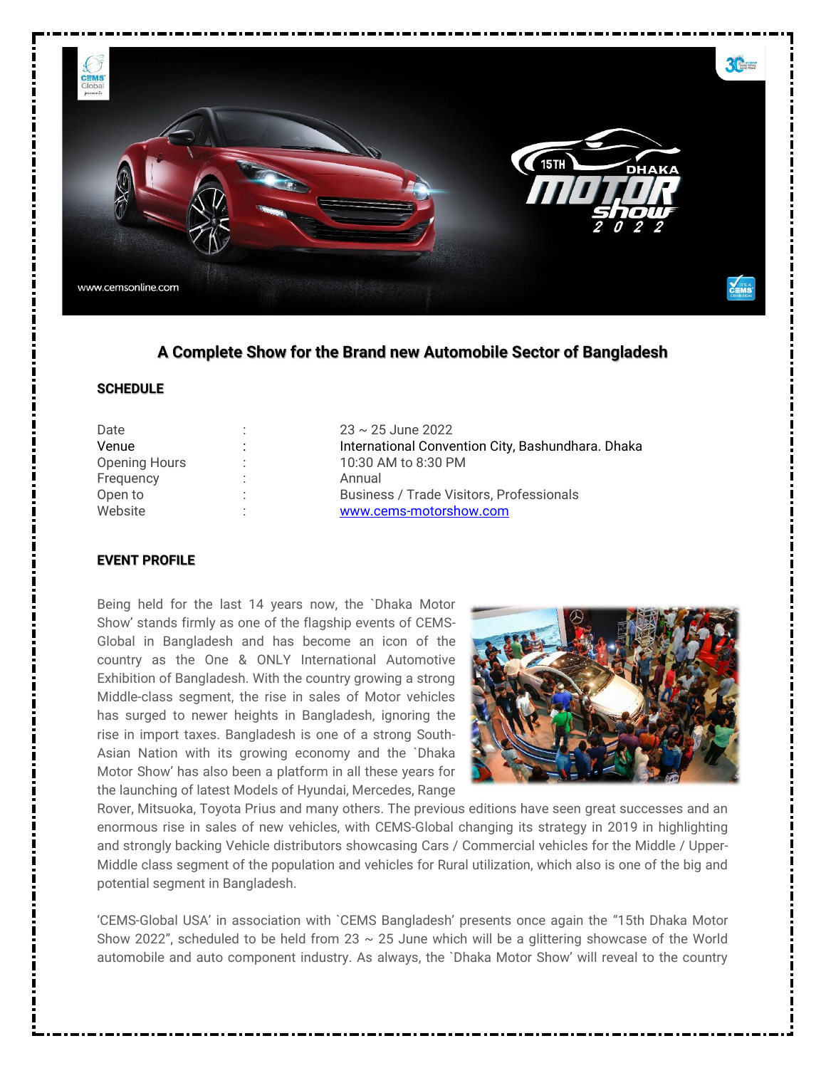## A Complete Show for the Brand new Automobile Sector of Bangladesh

### SCHEDULE

| | | |
|---|---|---|
| Date | : | 23 ~ 25 June 2022 |
| Venue | : | International Convention City, Bashundhara. Dhaka |
| Opening Hours | : | 10:30 AM to 8:30 PM |
| Frequency | : | Annual |
| Open to | : | Business / Trade Visitors, Professionals |
| Website | : | www.cems-motorshow.com |

### EVENT PROFILE

Being held for the last 14 years now, the `Dhaka Motor Show' stands firmly as one of the flagship events of CEMS-Global in Bangladesh and has become an icon of the country as the One & ONLY International Automotive Exhibition of Bangladesh. With the country growing a strong Middle-class segment, the rise in sales of Motor vehicles has surged to newer heights in Bangladesh, ignoring the rise in import taxes. Bangladesh is one of a strong South-Asian Nation with its growing economy and the `Dhaka Motor Show' has also been a platform in all these years for the launching of latest Models of Hyundai, Mercedes, Range Rover, Mitsuoka, Toyota Prius and many others. The previous editions have seen great successes and an enormous rise in sales of new vehicles, with CEMS-Global changing its strategy in 2019 in highlighting and strongly backing Vehicle distributors showcasing Cars / Commercial vehicles for the Middle / Upper-Middle class segment of the population and vehicles for Rural utilization, which also is one of the big and potential segment in Bangladesh.

'CEMS-Global USA' in association with `CEMS Bangladesh' presents once again the "15th Dhaka Motor Show 2022", scheduled to be held from 23 ~ 25 June which will be a glittering showcase of the World automobile and auto component industry. As always, the `Dhaka Motor Show' will reveal to the country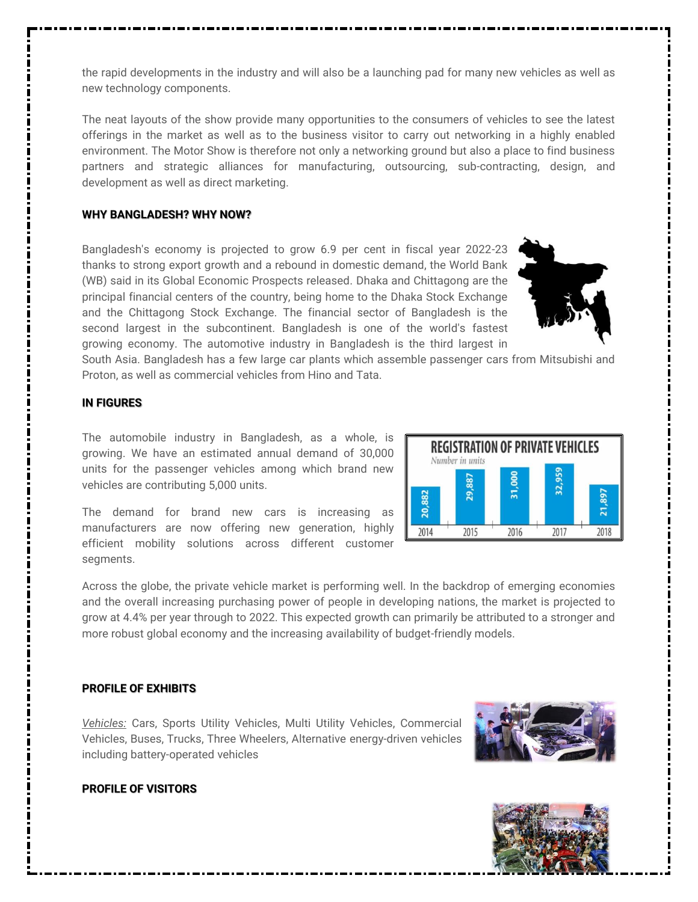the rapid developments in the industry and will also be a launching pad for many new vehicles as well as new technology components.

The neat layouts of the show provide many opportunities to the consumers of vehicles to see the latest offerings in the market as well as to the business visitor to carry out networking in a highly enabled environment. The Motor Show is therefore not only a networking ground but also a place to find business partners and strategic alliances for manufacturing, outsourcing, sub-contracting, design, and development as well as direct marketing.

**WHY BANGLADESH? WHY NOW?**

Bangladesh's economy is projected to grow 6.9 per cent in fiscal year 2022-23 thanks to strong export growth and a rebound in domestic demand, the World Bank (WB) said in its Global Economic Prospects released. Dhaka and Chittagong are the principal financial centers of the country, being home to the Dhaka Stock Exchange and the Chittagong Stock Exchange. The financial sector of Bangladesh is the second largest in the subcontinent. Bangladesh is one of the world's fastest growing economy. The automotive industry in Bangladesh is the third largest in South Asia. Bangladesh has a few large car plants which assemble passenger cars from Mitsubishi and Proton, as well as commercial vehicles from Hino and Tata.

**IN FIGURES**

The automobile industry in Bangladesh, as a whole, is growing. We have an estimated annual demand of 30,000 units for the passenger vehicles among which brand new vehicles are contributing 5,000 units.

The demand for brand new cars is increasing as manufacturers are now offering new generation, highly efficient mobility solutions across different customer segments.

**REGISTRATION OF PRIVATE VEHICLES**
*Number in units*

| 2014 | 2015 | 2016 | 2017 | 2018 |
|---|---|---|---|---|
| 20,882 | 29,887 | 31,000 | 32,959 | 21,897 |

Across the globe, the private vehicle market is performing well. In the backdrop of emerging economies and the overall increasing purchasing power of people in developing nations, the market is projected to grow at 4.4% per year through to 2022. This expected growth can primarily be attributed to a stronger and more robust global economy and the increasing availability of budget-friendly models.

**PROFILE OF EXHIBITS**

*Vehicles:* Cars, Sports Utility Vehicles, Multi Utility Vehicles, Commercial Vehicles, Buses, Trucks, Three Wheelers, Alternative energy-driven vehicles including battery-operated vehicles

**PROFILE OF VISITORS**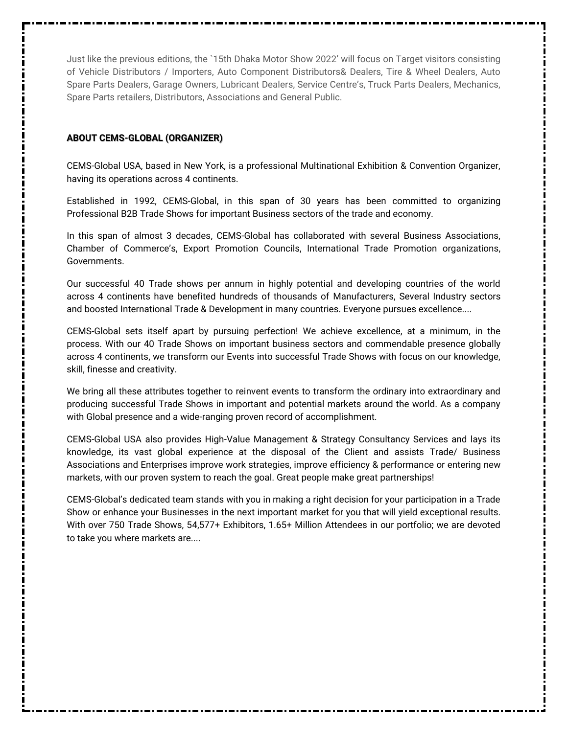Just like the previous editions, the `15th Dhaka Motor Show 2022' will focus on Target visitors consisting of Vehicle Distributors / Importers, Auto Component Distributors& Dealers, Tire & Wheel Dealers, Auto Spare Parts Dealers, Garage Owners, Lubricant Dealers, Service Centre's, Truck Parts Dealers, Mechanics, Spare Parts retailers, Distributors, Associations and General Public.

**ABOUT CEMS-GLOBAL (ORGANIZER)**

CEMS-Global USA, based in New York, is a professional Multinational Exhibition & Convention Organizer, having its operations across 4 continents.

Established in 1992, CEMS-Global, in this span of 30 years has been committed to organizing Professional B2B Trade Shows for important Business sectors of the trade and economy.

In this span of almost 3 decades, CEMS-Global has collaborated with several Business Associations, Chamber of Commerce's, Export Promotion Councils, International Trade Promotion organizations, Governments.

Our successful 40 Trade shows per annum in highly potential and developing countries of the world across 4 continents have benefited hundreds of thousands of Manufacturers, Several Industry sectors and boosted International Trade & Development in many countries. Everyone pursues excellence....

CEMS-Global sets itself apart by pursuing perfection! We achieve excellence, at a minimum, in the process. With our 40 Trade Shows on important business sectors and commendable presence globally across 4 continents, we transform our Events into successful Trade Shows with focus on our knowledge, skill, finesse and creativity.

We bring all these attributes together to reinvent events to transform the ordinary into extraordinary and producing successful Trade Shows in important and potential markets around the world. As a company with Global presence and a wide-ranging proven record of accomplishment.

CEMS-Global USA also provides High-Value Management & Strategy Consultancy Services and lays its knowledge, its vast global experience at the disposal of the Client and assists Trade/ Business Associations and Enterprises improve work strategies, improve efficiency & performance or entering new markets, with our proven system to reach the goal. Great people make great partnerships!

CEMS-Global's dedicated team stands with you in making a right decision for your participation in a Trade Show or enhance your Businesses in the next important market for you that will yield exceptional results. With over 750 Trade Shows, 54,577+ Exhibitors, 1.65+ Million Attendees in our portfolio; we are devoted to take you where markets are....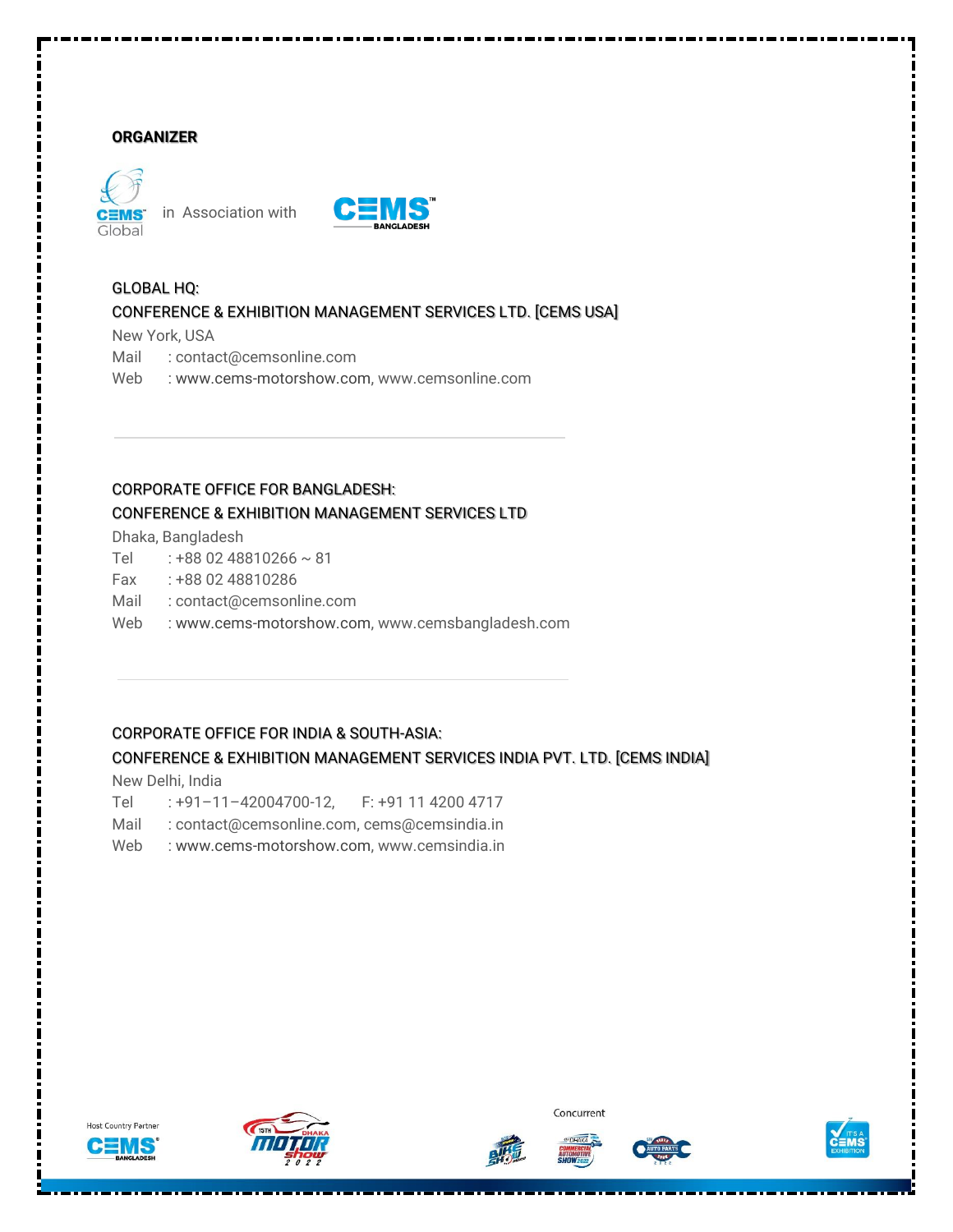**ORGANIZER**

in Association with

GLOBAL HQ:
CONFERENCE & EXHIBITION MANAGEMENT SERVICES LTD. [CEMS USA]

New York, USA
Mail : contact@cemsonline.com
Web : www.cems-motorshow.com, www.cemsonline.com

---

CORPORATE OFFICE FOR BANGLADESH:
CONFERENCE & EXHIBITION MANAGEMENT SERVICES LTD

Dhaka, Bangladesh
Tel : +88 02 48810266 ~ 81
Fax : +88 02 48810286
Mail : contact@cemsonline.com
Web : www.cems-motorshow.com, www.cemsbangladesh.com

---

CORPORATE OFFICE FOR INDIA & SOUTH-ASIA:
CONFERENCE & EXHIBITION MANAGEMENT SERVICES INDIA PVT. LTD. [CEMS INDIA]

New Delhi, India
Tel : +91–11–42004700-12, F: +91 11 4200 4717
Mail : contact@cemsonline.com, cems@cemsindia.in
Web : www.cems-motorshow.com, www.cemsindia.in

Host Country Partner

Concurrent